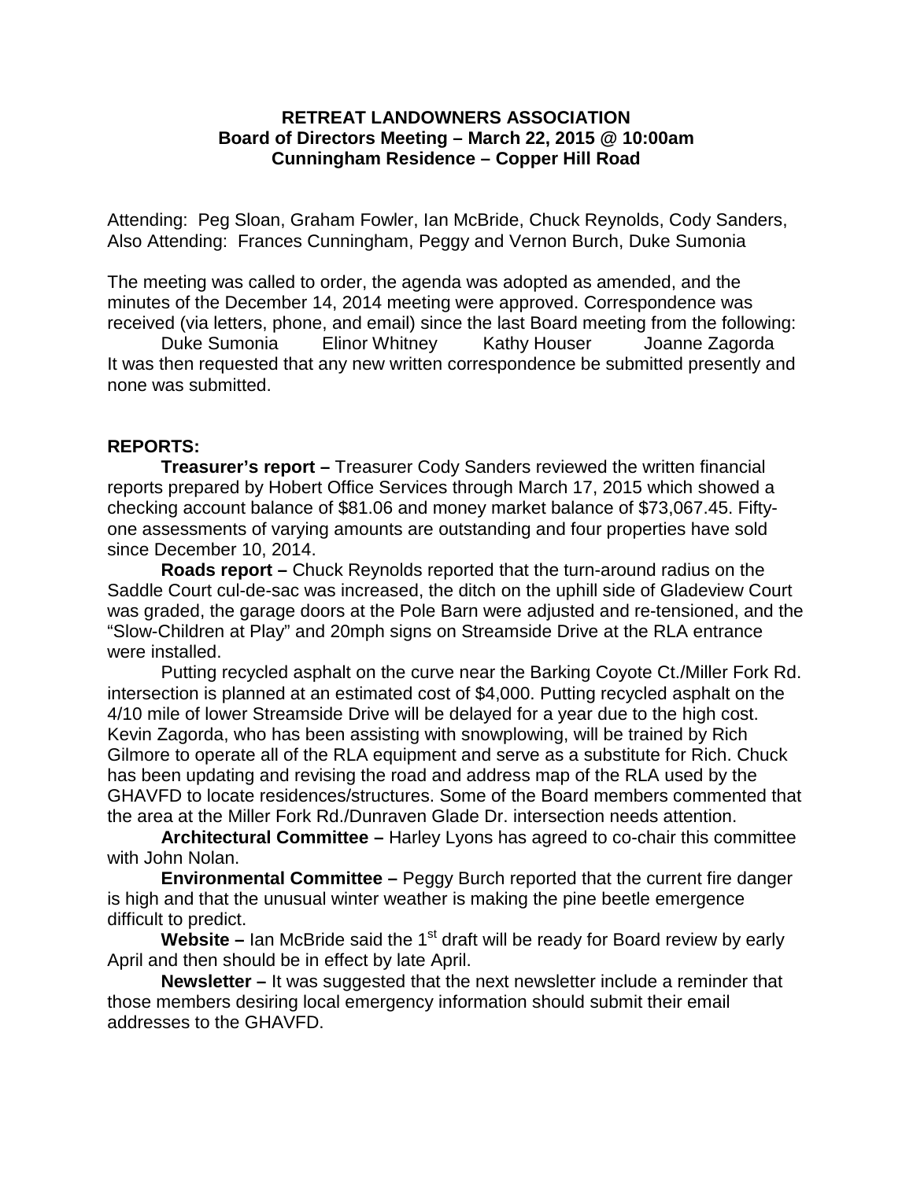**RETREAT LANDOWNERS ASSOCIATION**
**Board of Directors Meeting – March 22, 2015 @ 10:00am**
**Cunningham Residence – Copper Hill Road**

Attending: Peg Sloan, Graham Fowler, Ian McBride, Chuck Reynolds, Cody Sanders, Also Attending: Frances Cunningham, Peggy and Vernon Burch, Duke Sumonia

The meeting was called to order, the agenda was adopted as amended, and the minutes of the December 14, 2014 meeting were approved. Correspondence was received (via letters, phone, and email) since the last Board meeting from the following:

Duke Sumonia    Elinor Whitney    Kathy Houser    Joanne Zagorda

It was then requested that any new written correspondence be submitted presently and none was submitted.

**REPORTS:**

**Treasurer's report –** Treasurer Cody Sanders reviewed the written financial reports prepared by Hobert Office Services through March 17, 2015 which showed a checking account balance of $81.06 and money market balance of $73,067.45. Fifty-one assessments of varying amounts are outstanding and four properties have sold since December 10, 2014.

**Roads report –** Chuck Reynolds reported that the turn-around radius on the Saddle Court cul-de-sac was increased, the ditch on the uphill side of Gladeview Court was graded, the garage doors at the Pole Barn were adjusted and re-tensioned, and the "Slow-Children at Play" and 20mph signs on Streamside Drive at the RLA entrance were installed.

Putting recycled asphalt on the curve near the Barking Coyote Ct./Miller Fork Rd. intersection is planned at an estimated cost of $4,000. Putting recycled asphalt on the 4/10 mile of lower Streamside Drive will be delayed for a year due to the high cost. Kevin Zagorda, who has been assisting with snowplowing, will be trained by Rich Gilmore to operate all of the RLA equipment and serve as a substitute for Rich. Chuck has been updating and revising the road and address map of the RLA used by the GHAVFD to locate residences/structures. Some of the Board members commented that the area at the Miller Fork Rd./Dunraven Glade Dr. intersection needs attention.

**Architectural Committee –** Harley Lyons has agreed to co-chair this committee with John Nolan.

**Environmental Committee –** Peggy Burch reported that the current fire danger is high and that the unusual winter weather is making the pine beetle emergence difficult to predict.

**Website –** Ian McBride said the 1st draft will be ready for Board review by early April and then should be in effect by late April.

**Newsletter –** It was suggested that the next newsletter include a reminder that those members desiring local emergency information should submit their email addresses to the GHAVFD.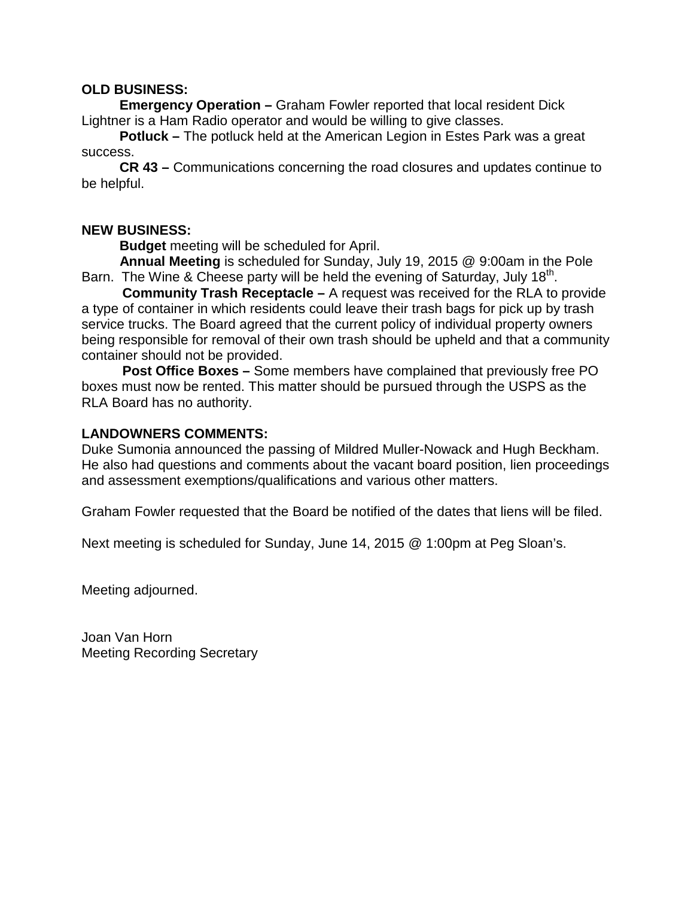**OLD BUSINESS:**

**Emergency Operation –** Graham Fowler reported that local resident Dick Lightner is a Ham Radio operator and would be willing to give classes.

**Potluck –** The potluck held at the American Legion in Estes Park was a great success.

**CR 43 –** Communications concerning the road closures and updates continue to be helpful.

**NEW BUSINESS:**

**Budget** meeting will be scheduled for April.

**Annual Meeting** is scheduled for Sunday, July 19, 2015 @ 9:00am in the Pole Barn. The Wine & Cheese party will be held the evening of Saturday, July 18th.

**Community Trash Receptacle –** A request was received for the RLA to provide a type of container in which residents could leave their trash bags for pick up by trash service trucks. The Board agreed that the current policy of individual property owners being responsible for removal of their own trash should be upheld and that a community container should not be provided.

**Post Office Boxes –** Some members have complained that previously free PO boxes must now be rented. This matter should be pursued through the USPS as the RLA Board has no authority.

**LANDOWNERS COMMENTS:**

Duke Sumonia announced the passing of Mildred Muller-Nowack and Hugh Beckham. He also had questions and comments about the vacant board position, lien proceedings and assessment exemptions/qualifications and various other matters.

Graham Fowler requested that the Board be notified of the dates that liens will be filed.

Next meeting is scheduled for Sunday, June 14, 2015 @ 1:00pm at Peg Sloan's.

Meeting adjourned.

Joan Van Horn
Meeting Recording Secretary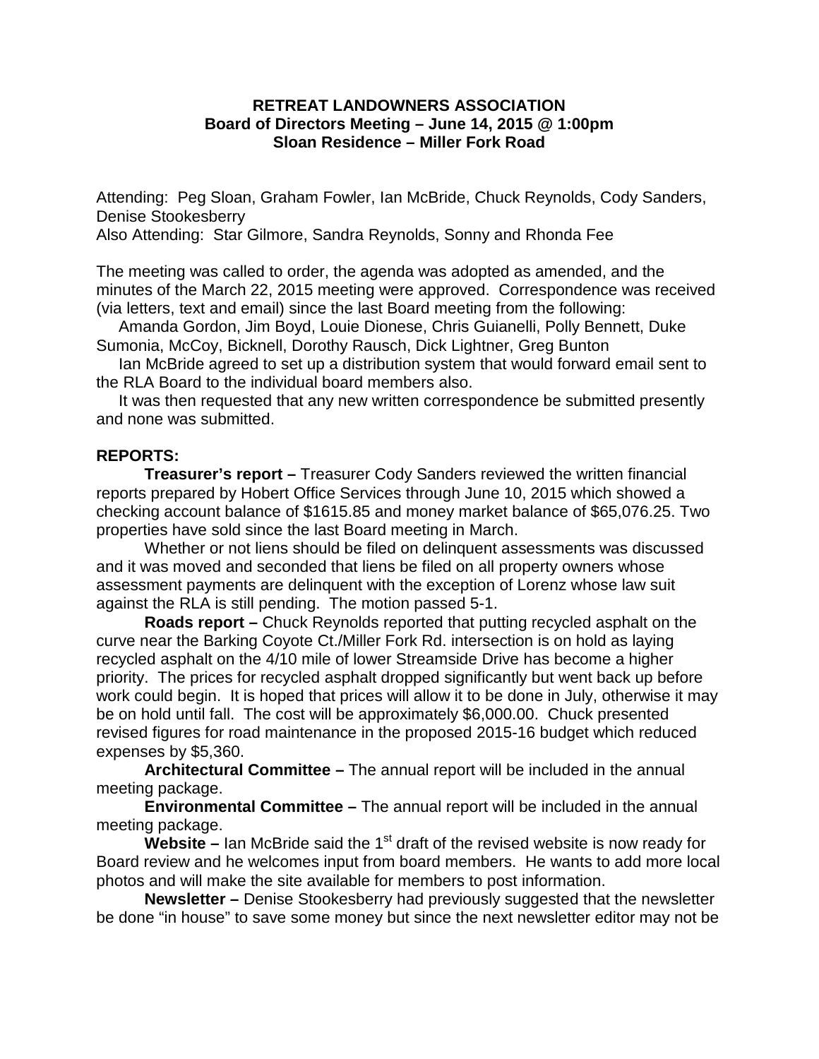**RETREAT LANDOWNERS ASSOCIATION**
**Board of Directors Meeting – June 14, 2015 @ 1:00pm**
**Sloan Residence – Miller Fork Road**

Attending: Peg Sloan, Graham Fowler, Ian McBride, Chuck Reynolds, Cody Sanders, Denise Stookesberry
Also Attending: Star Gilmore, Sandra Reynolds, Sonny and Rhonda Fee

The meeting was called to order, the agenda was adopted as amended, and the minutes of the March 22, 2015 meeting were approved. Correspondence was received (via letters, text and email) since the last Board meeting from the following:

Amanda Gordon, Jim Boyd, Louie Dionese, Chris Guianelli, Polly Bennett, Duke Sumonia, McCoy, Bicknell, Dorothy Rausch, Dick Lightner, Greg Bunton

Ian McBride agreed to set up a distribution system that would forward email sent to the RLA Board to the individual board members also.

It was then requested that any new written correspondence be submitted presently and none was submitted.

**REPORTS:**

**Treasurer's report –** Treasurer Cody Sanders reviewed the written financial reports prepared by Hobert Office Services through June 10, 2015 which showed a checking account balance of $1615.85 and money market balance of $65,076.25. Two properties have sold since the last Board meeting in March.

Whether or not liens should be filed on delinquent assessments was discussed and it was moved and seconded that liens be filed on all property owners whose assessment payments are delinquent with the exception of Lorenz whose law suit against the RLA is still pending. The motion passed 5-1.

**Roads report –** Chuck Reynolds reported that putting recycled asphalt on the curve near the Barking Coyote Ct./Miller Fork Rd. intersection is on hold as laying recycled asphalt on the 4/10 mile of lower Streamside Drive has become a higher priority. The prices for recycled asphalt dropped significantly but went back up before work could begin. It is hoped that prices will allow it to be done in July, otherwise it may be on hold until fall. The cost will be approximately $6,000.00. Chuck presented revised figures for road maintenance in the proposed 2015-16 budget which reduced expenses by $5,360.

**Architectural Committee –** The annual report will be included in the annual meeting package.

**Environmental Committee –** The annual report will be included in the annual meeting package.

**Website –** Ian McBride said the 1st draft of the revised website is now ready for Board review and he welcomes input from board members. He wants to add more local photos and will make the site available for members to post information.

**Newsletter –** Denise Stookesberry had previously suggested that the newsletter be done "in house" to save some money but since the next newsletter editor may not be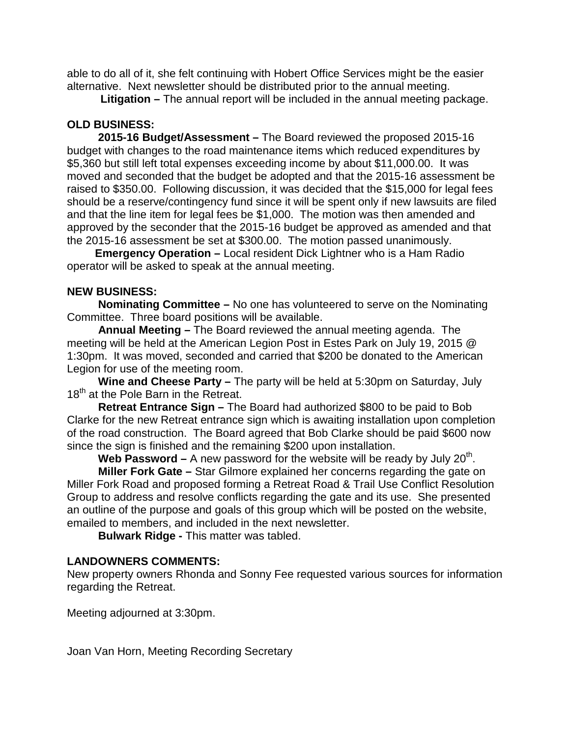able to do all of it, she felt continuing with Hobert Office Services might be the easier alternative. Next newsletter should be distributed prior to the annual meeting.

**Litigation –** The annual report will be included in the annual meeting package.

**OLD BUSINESS:**

**2015-16 Budget/Assessment –** The Board reviewed the proposed 2015-16 budget with changes to the road maintenance items which reduced expenditures by $5,360 but still left total expenses exceeding income by about $11,000.00. It was moved and seconded that the budget be adopted and that the 2015-16 assessment be raised to $350.00. Following discussion, it was decided that the $15,000 for legal fees should be a reserve/contingency fund since it will be spent only if new lawsuits are filed and that the line item for legal fees be $1,000. The motion was then amended and approved by the seconder that the 2015-16 budget be approved as amended and that the 2015-16 assessment be set at $300.00. The motion passed unanimously.

**Emergency Operation –** Local resident Dick Lightner who is a Ham Radio operator will be asked to speak at the annual meeting.

**NEW BUSINESS:**

**Nominating Committee –** No one has volunteered to serve on the Nominating Committee. Three board positions will be available.

**Annual Meeting –** The Board reviewed the annual meeting agenda. The meeting will be held at the American Legion Post in Estes Park on July 19, 2015 @ 1:30pm. It was moved, seconded and carried that $200 be donated to the American Legion for use of the meeting room.

**Wine and Cheese Party –** The party will be held at 5:30pm on Saturday, July 18th at the Pole Barn in the Retreat.

**Retreat Entrance Sign –** The Board had authorized $800 to be paid to Bob Clarke for the new Retreat entrance sign which is awaiting installation upon completion of the road construction. The Board agreed that Bob Clarke should be paid $600 now since the sign is finished and the remaining $200 upon installation.

**Web Password –** A new password for the website will be ready by July 20th.

**Miller Fork Gate –** Star Gilmore explained her concerns regarding the gate on Miller Fork Road and proposed forming a Retreat Road & Trail Use Conflict Resolution Group to address and resolve conflicts regarding the gate and its use. She presented an outline of the purpose and goals of this group which will be posted on the website, emailed to members, and included in the next newsletter.

**Bulwark Ridge -** This matter was tabled.

**LANDOWNERS COMMENTS:**

New property owners Rhonda and Sonny Fee requested various sources for information regarding the Retreat.

Meeting adjourned at 3:30pm.

Joan Van Horn, Meeting Recording Secretary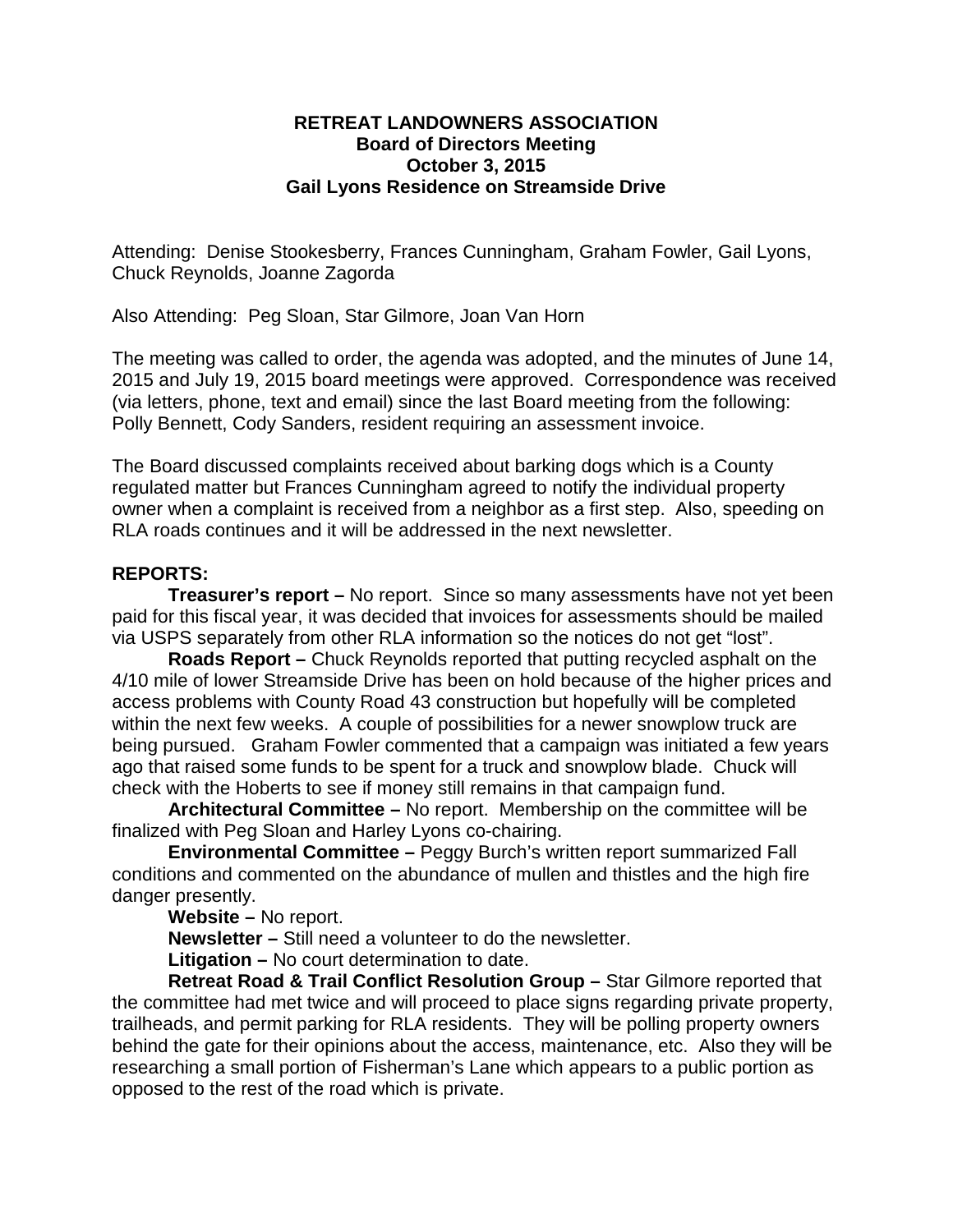**RETREAT LANDOWNERS ASSOCIATION**
**Board of Directors Meeting**
**October 3, 2015**
**Gail Lyons Residence on Streamside Drive**

Attending: Denise Stookesberry, Frances Cunningham, Graham Fowler, Gail Lyons, Chuck Reynolds, Joanne Zagorda

Also Attending: Peg Sloan, Star Gilmore, Joan Van Horn

The meeting was called to order, the agenda was adopted, and the minutes of June 14, 2015 and July 19, 2015 board meetings were approved. Correspondence was received (via letters, phone, text and email) since the last Board meeting from the following: Polly Bennett, Cody Sanders, resident requiring an assessment invoice.

The Board discussed complaints received about barking dogs which is a County regulated matter but Frances Cunningham agreed to notify the individual property owner when a complaint is received from a neighbor as a first step. Also, speeding on RLA roads continues and it will be addressed in the next newsletter.

**REPORTS:**

**Treasurer's report –** No report. Since so many assessments have not yet been paid for this fiscal year, it was decided that invoices for assessments should be mailed via USPS separately from other RLA information so the notices do not get "lost".

**Roads Report –** Chuck Reynolds reported that putting recycled asphalt on the 4/10 mile of lower Streamside Drive has been on hold because of the higher prices and access problems with County Road 43 construction but hopefully will be completed within the next few weeks. A couple of possibilities for a newer snowplow truck are being pursued. Graham Fowler commented that a campaign was initiated a few years ago that raised some funds to be spent for a truck and snowplow blade. Chuck will check with the Hoberts to see if money still remains in that campaign fund.

**Architectural Committee –** No report. Membership on the committee will be finalized with Peg Sloan and Harley Lyons co-chairing.

**Environmental Committee –** Peggy Burch's written report summarized Fall conditions and commented on the abundance of mullen and thistles and the high fire danger presently.

**Website –** No report.

**Newsletter –** Still need a volunteer to do the newsletter.

**Litigation –** No court determination to date.

**Retreat Road & Trail Conflict Resolution Group –** Star Gilmore reported that the committee had met twice and will proceed to place signs regarding private property, trailheads, and permit parking for RLA residents. They will be polling property owners behind the gate for their opinions about the access, maintenance, etc. Also they will be researching a small portion of Fisherman's Lane which appears to a public portion as opposed to the rest of the road which is private.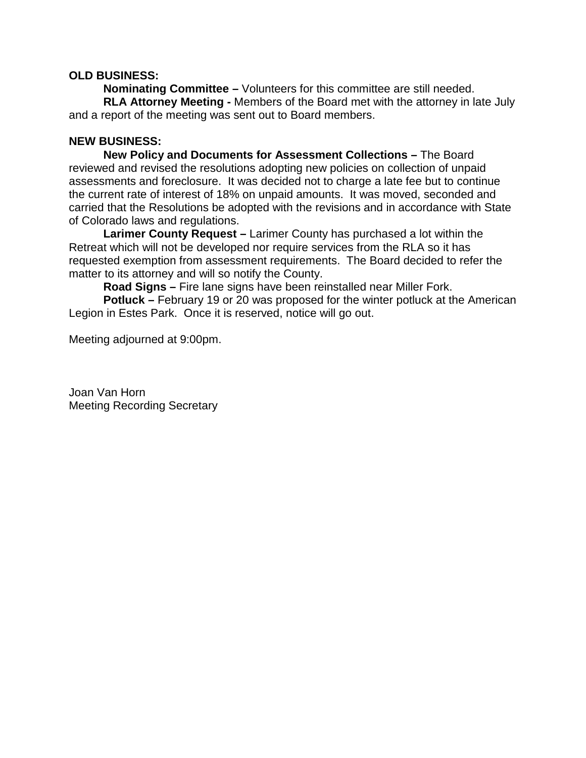**OLD BUSINESS:**

**Nominating Committee –** Volunteers for this committee are still needed.

**RLA Attorney Meeting -** Members of the Board met with the attorney in late July and a report of the meeting was sent out to Board members.

**NEW BUSINESS:**

**New Policy and Documents for Assessment Collections –** The Board reviewed and revised the resolutions adopting new policies on collection of unpaid assessments and foreclosure. It was decided not to charge a late fee but to continue the current rate of interest of 18% on unpaid amounts. It was moved, seconded and carried that the Resolutions be adopted with the revisions and in accordance with State of Colorado laws and regulations.

**Larimer County Request –** Larimer County has purchased a lot within the Retreat which will not be developed nor require services from the RLA so it has requested exemption from assessment requirements. The Board decided to refer the matter to its attorney and will so notify the County.

**Road Signs –** Fire lane signs have been reinstalled near Miller Fork.

**Potluck –** February 19 or 20 was proposed for the winter potluck at the American Legion in Estes Park. Once it is reserved, notice will go out.

Meeting adjourned at 9:00pm.

Joan Van Horn
Meeting Recording Secretary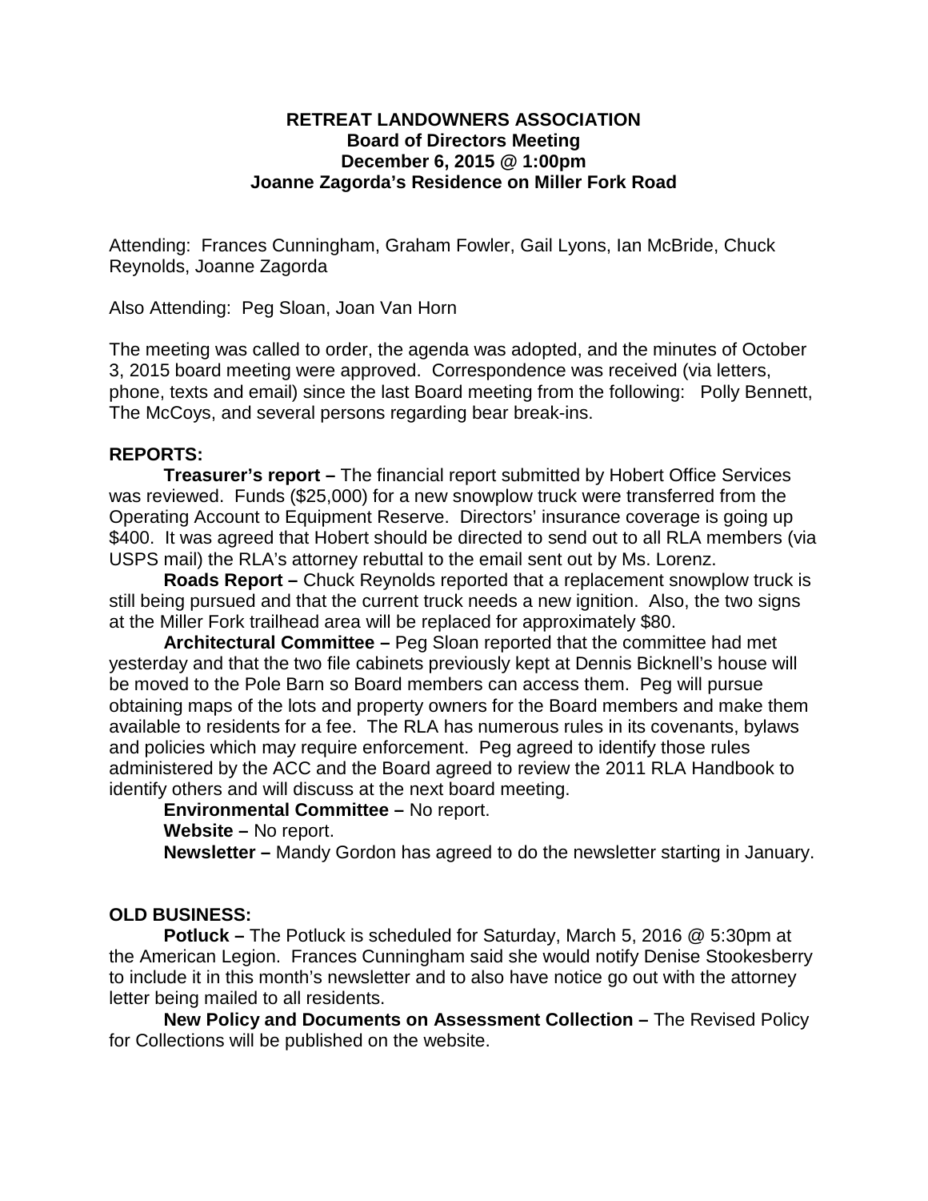**RETREAT LANDOWNERS ASSOCIATION**
**Board of Directors Meeting**
**December 6, 2015 @ 1:00pm**
**Joanne Zagorda's Residence on Miller Fork Road**

Attending: Frances Cunningham, Graham Fowler, Gail Lyons, Ian McBride, Chuck Reynolds, Joanne Zagorda

Also Attending: Peg Sloan, Joan Van Horn

The meeting was called to order, the agenda was adopted, and the minutes of October 3, 2015 board meeting were approved. Correspondence was received (via letters, phone, texts and email) since the last Board meeting from the following: Polly Bennett, The McCoys, and several persons regarding bear break-ins.

**REPORTS:**

**Treasurer's report –** The financial report submitted by Hobert Office Services was reviewed. Funds ($25,000) for a new snowplow truck were transferred from the Operating Account to Equipment Reserve. Directors' insurance coverage is going up $400. It was agreed that Hobert should be directed to send out to all RLA members (via USPS mail) the RLA's attorney rebuttal to the email sent out by Ms. Lorenz.

**Roads Report –** Chuck Reynolds reported that a replacement snowplow truck is still being pursued and that the current truck needs a new ignition. Also, the two signs at the Miller Fork trailhead area will be replaced for approximately $80.

**Architectural Committee –** Peg Sloan reported that the committee had met yesterday and that the two file cabinets previously kept at Dennis Bicknell's house will be moved to the Pole Barn so Board members can access them. Peg will pursue obtaining maps of the lots and property owners for the Board members and make them available to residents for a fee. The RLA has numerous rules in its covenants, bylaws and policies which may require enforcement. Peg agreed to identify those rules administered by the ACC and the Board agreed to review the 2011 RLA Handbook to identify others and will discuss at the next board meeting.

**Environmental Committee –** No report.

**Website –** No report.

**Newsletter –** Mandy Gordon has agreed to do the newsletter starting in January.

**OLD BUSINESS:**

**Potluck –** The Potluck is scheduled for Saturday, March 5, 2016 @ 5:30pm at the American Legion. Frances Cunningham said she would notify Denise Stookesberry to include it in this month's newsletter and to also have notice go out with the attorney letter being mailed to all residents.

**New Policy and Documents on Assessment Collection –** The Revised Policy for Collections will be published on the website.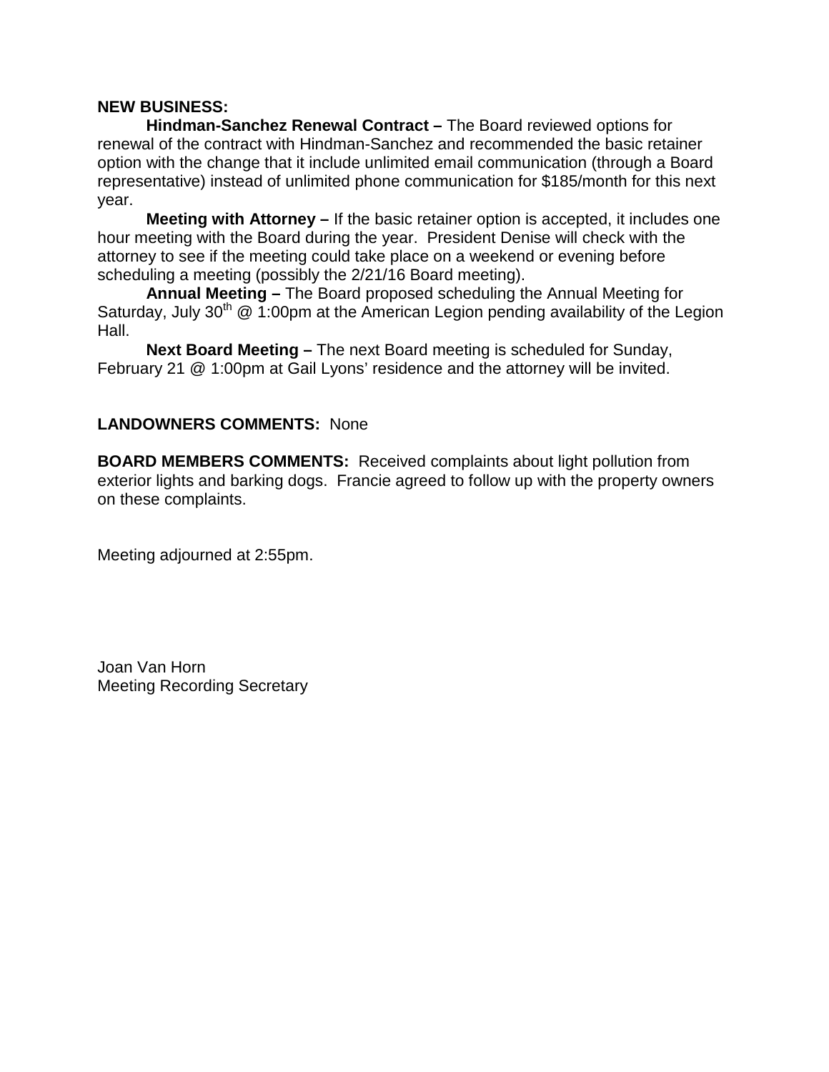**NEW BUSINESS:**

**Hindman-Sanchez Renewal Contract –** The Board reviewed options for renewal of the contract with Hindman-Sanchez and recommended the basic retainer option with the change that it include unlimited email communication (through a Board representative) instead of unlimited phone communication for $185/month for this next year.

**Meeting with Attorney –** If the basic retainer option is accepted, it includes one hour meeting with the Board during the year. President Denise will check with the attorney to see if the meeting could take place on a weekend or evening before scheduling a meeting (possibly the 2/21/16 Board meeting).

**Annual Meeting –** The Board proposed scheduling the Annual Meeting for Saturday, July 30th @ 1:00pm at the American Legion pending availability of the Legion Hall.

**Next Board Meeting –** The next Board meeting is scheduled for Sunday, February 21 @ 1:00pm at Gail Lyons' residence and the attorney will be invited.

**LANDOWNERS COMMENTS:** None

**BOARD MEMBERS COMMENTS:** Received complaints about light pollution from exterior lights and barking dogs. Francie agreed to follow up with the property owners on these complaints.

Meeting adjourned at 2:55pm.

Joan Van Horn
Meeting Recording Secretary